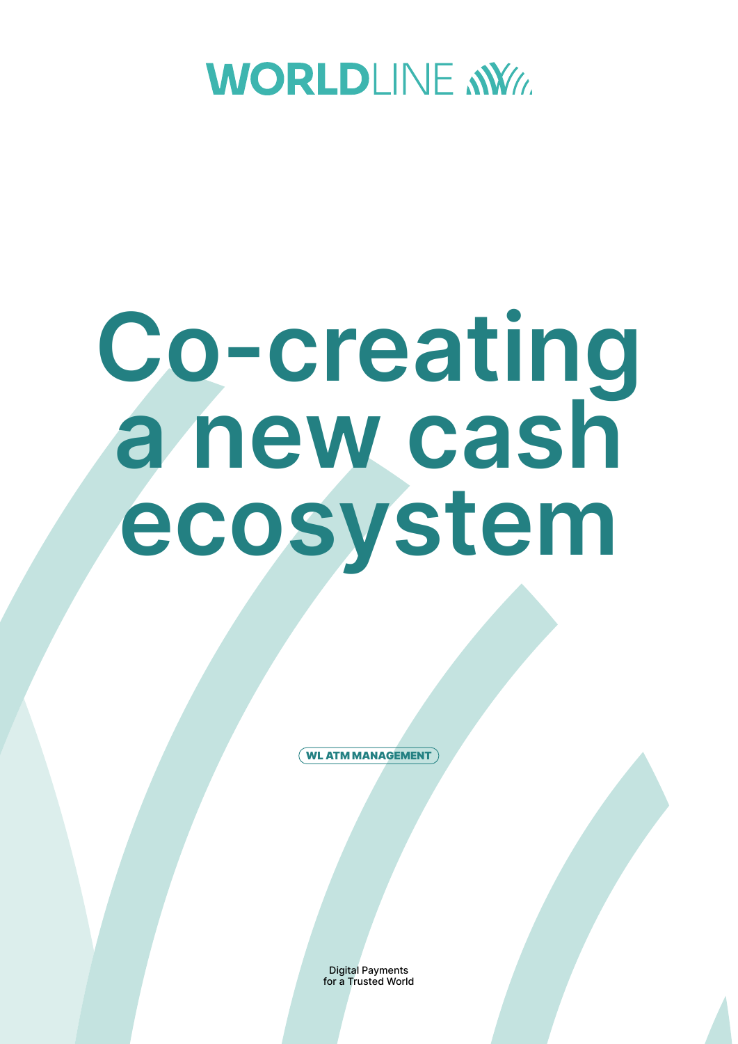WORLDLINE

# Co-creating a new cash ecosystem

WL ATM MANAGEMENT

Digital Payments
for a Trusted World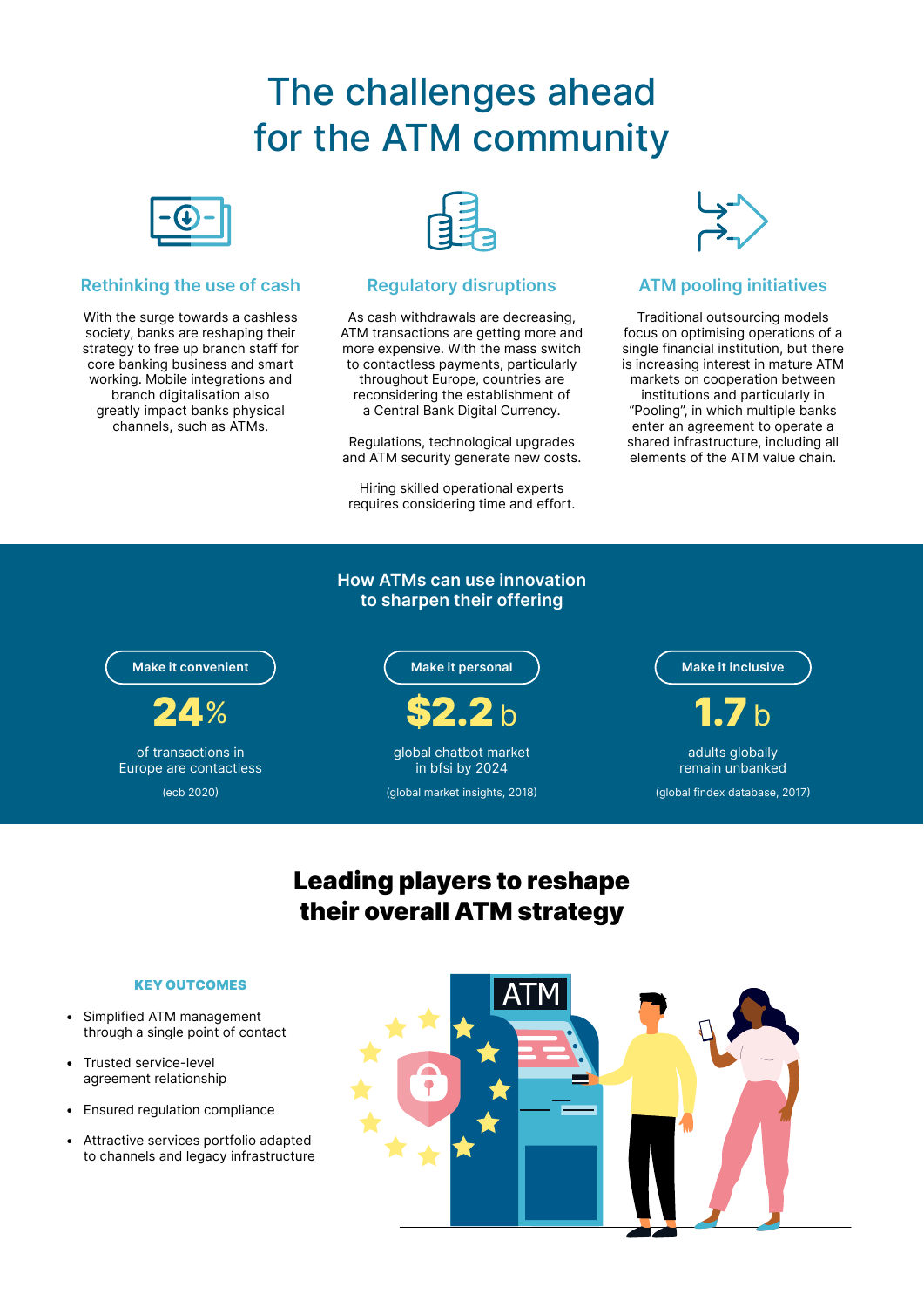# The challenges ahead for the ATM community

### Rethinking the use of cash

With the surge towards a cashless society, banks are reshaping their strategy to free up branch staff for core banking business and smart working. Mobile integrations and branch digitalisation also greatly impact banks physical channels, such as ATMs.

### Regulatory disruptions

As cash withdrawals are decreasing, ATM transactions are getting more and more expensive. With the mass switch to contactless payments, particularly throughout Europe, countries are reconsidering the establishment of a Central Bank Digital Currency.

Regulations, technological upgrades and ATM security generate new costs.

Hiring skilled operational experts requires considering time and effort.

### ATM pooling initiatives

Traditional outsourcing models focus on optimising operations of a single financial institution, but there is increasing interest in mature ATM markets on cooperation between institutions and particularly in "Pooling", in which multiple banks enter an agreement to operate a shared infrastructure, including all elements of the ATM value chain.

## How ATMs can use innovation to sharpen their offering

**Make it convenient**

**24%**

of transactions in Europe are contactless

(ecb 2020)

**Make it personal**

**$2.2 b**

global chatbot market in bfsi by 2024

(global market insights, 2018)

**Make it inclusive**

**1.7 b**

adults globally remain unbanked

(global findex database, 2017)

## Leading players to reshape their overall ATM strategy

**KEY OUTCOMES**

- Simplified ATM management through a single point of contact
- Trusted service-level agreement relationship
- Ensured regulation compliance
- Attractive services portfolio adapted to channels and legacy infrastructure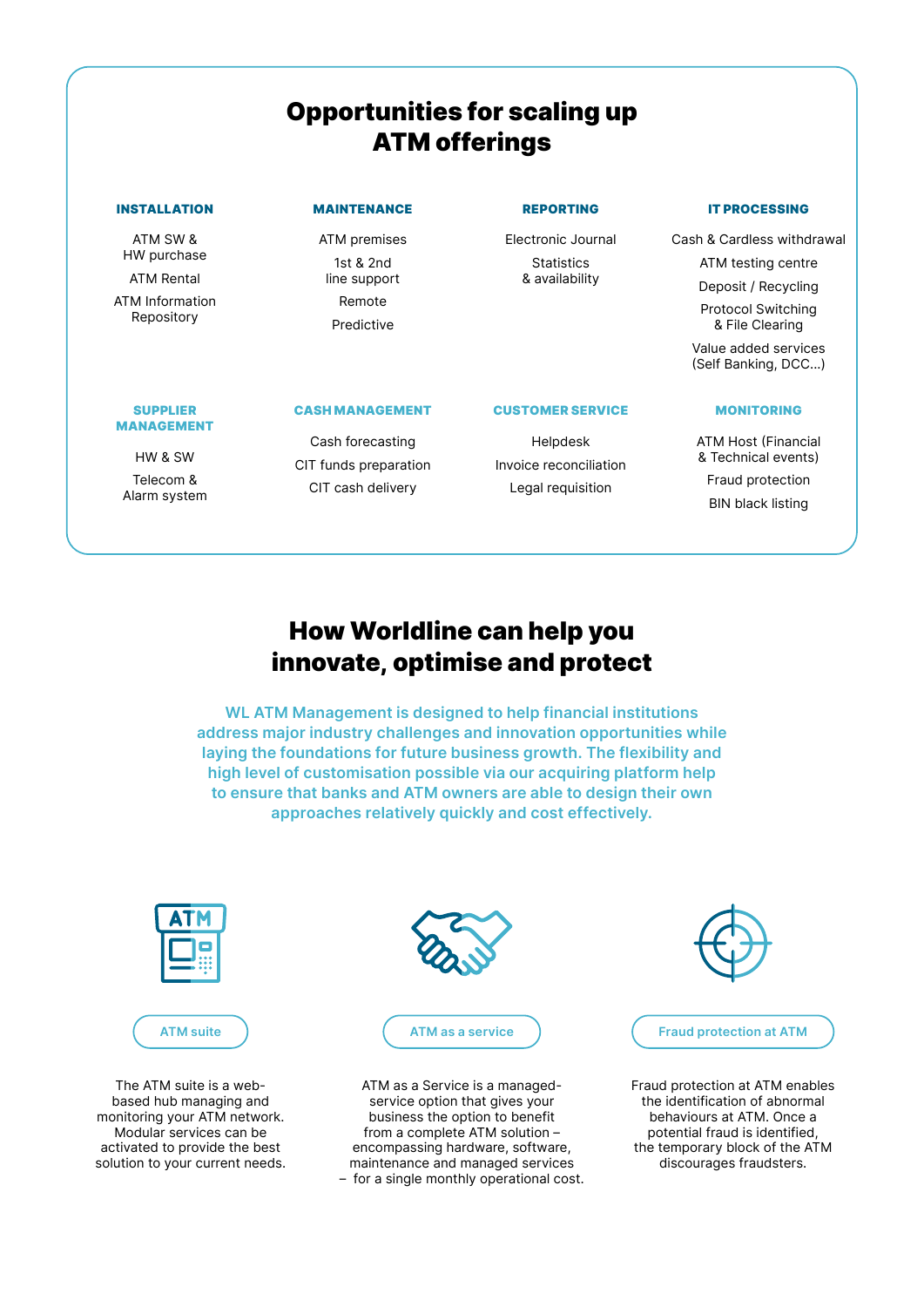## Opportunities for scaling up ATM offerings

### INSTALLATION

- ATM SW & HW purchase
- ATM Rental
- ATM Information Repository

### MAINTENANCE

- ATM premises
- 1st & 2nd line support
- Remote
- Predictive

### REPORTING

- Electronic Journal
- Statistics & availability

### IT PROCESSING

- Cash & Cardless withdrawal
- ATM testing centre
- Deposit / Recycling
- Protocol Switching & File Clearing
- Value added services (Self Banking, DCC...)

### SUPPLIER MANAGEMENT

- HW & SW
- Telecom & Alarm system

### CASH MANAGEMENT

- Cash forecasting
- CIT funds preparation
- CIT cash delivery

### CUSTOMER SERVICE

- Helpdesk
- Invoice reconciliation
- Legal requisition

### MONITORING

- ATM Host (Financial & Technical events)
- Fraud protection
- BIN black listing

## How Worldline can help you innovate, optimise and protect

**WL ATM Management is designed to help financial institutions address major industry challenges and innovation opportunities while laying the foundations for future business growth. The flexibility and high level of customisation possible via our acquiring platform help to ensure that banks and ATM owners are able to design their own approaches relatively quickly and cost effectively.**

### ATM suite

The ATM suite is a web-based hub managing and monitoring your ATM network. Modular services can be activated to provide the best solution to your current needs.

### ATM as a service

ATM as a Service is a managed-service option that gives your business the option to benefit from a complete ATM solution – encompassing hardware, software, maintenance and managed services – for a single monthly operational cost.

### Fraud protection at ATM

Fraud protection at ATM enables the identification of abnormal behaviours at ATM. Once a potential fraud is identified, the temporary block of the ATM discourages fraudsters.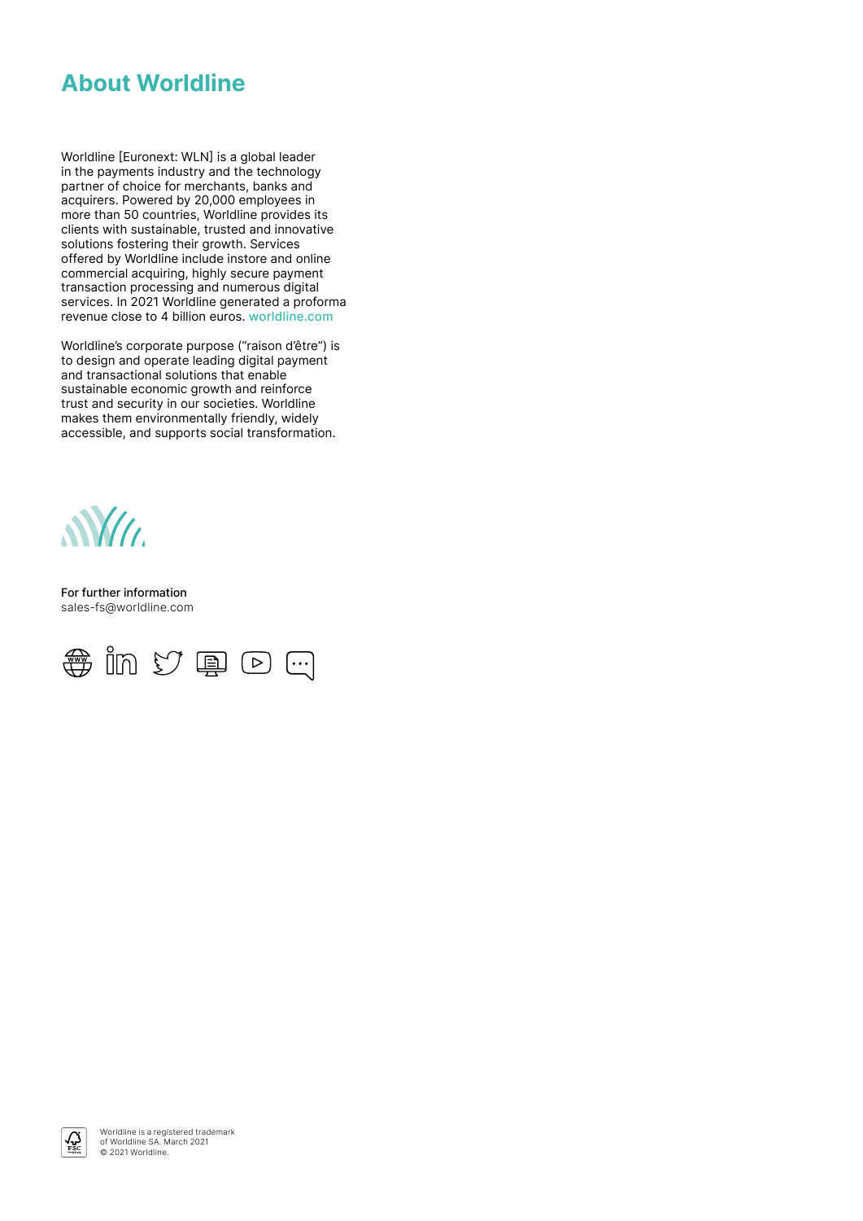# About Worldline

Worldline [Euronext: WLN] is a global leader in the payments industry and the technology partner of choice for merchants, banks and acquirers. Powered by 20,000 employees in more than 50 countries, Worldline provides its clients with sustainable, trusted and innovative solutions fostering their growth. Services offered by Worldline include instore and online commercial acquiring, highly secure payment transaction processing and numerous digital services. In 2021 Worldline generated a proforma revenue close to 4 billion euros. worldline.com

Worldline's corporate purpose ("raison d'être") is to design and operate leading digital payment and transactional solutions that enable sustainable economic growth and reinforce trust and security in our societies. Worldline makes them environmentally friendly, widely accessible, and supports social transformation.

For further information
sales-fs@worldline.com

Worldline is a registered trademark of Worldline SA. March 2021
© 2021 Worldline.